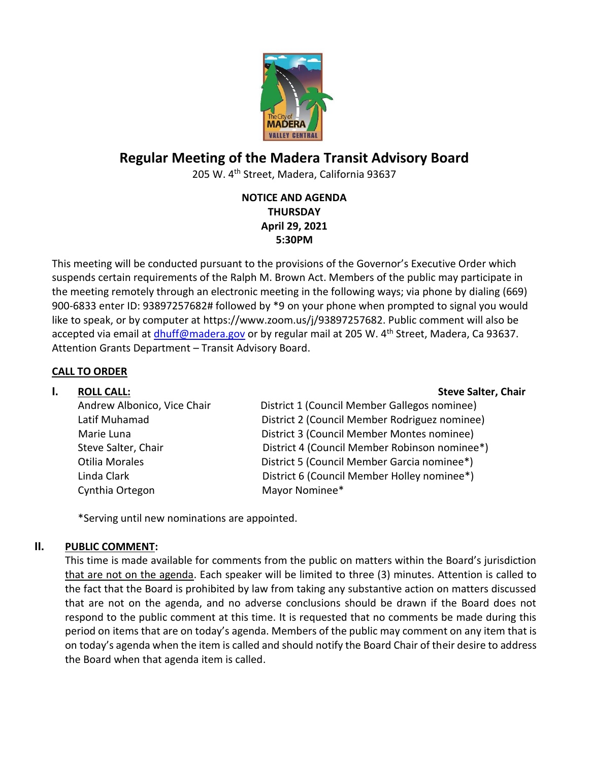# Regular Meeting of the Madera Transit Advisory Board

205 W. 4th Street, Madera, California 93637

**NOTICE AND AGENDA**
**THURSDAY**
**April 29, 2021**
**5:30PM**

This meeting will be conducted pursuant to the provisions of the Governor's Executive Order which suspends certain requirements of the Ralph M. Brown Act. Members of the public may participate in the meeting remotely through an electronic meeting in the following ways; via phone by dialing (669) 900-6833 enter ID: 93897257682# followed by *9 on your phone when prompted to signal you would like to speak, or by computer at https://www.zoom.us/j/93897257682. Public comment will also be accepted via email at dhuff@madera.gov or by regular mail at 205 W. 4th Street, Madera, Ca 93637. Attention Grants Department – Transit Advisory Board.

**CALL TO ORDER**

**I. ROLL CALL:** **Steve Salter, Chair**

| | |
|---|---|
| Andrew Albonico, Vice Chair | District 1 (Council Member Gallegos nominee) |
| Latif Muhamad | District 2 (Council Member Rodriguez nominee) |
| Marie Luna | District 3 (Council Member Montes nominee) |
| Steve Salter, Chair | District 4 (Council Member Robinson nominee*) |
| Otilia Morales | District 5 (Council Member Garcia nominee*) |
| Linda Clark | District 6 (Council Member Holley nominee*) |
| Cynthia Ortegon | Mayor Nominee* |

*Serving until new nominations are appointed.

**II. PUBLIC COMMENT:**

This time is made available for comments from the public on matters within the Board's jurisdiction that are not on the agenda. Each speaker will be limited to three (3) minutes. Attention is called to the fact that the Board is prohibited by law from taking any substantive action on matters discussed that are not on the agenda, and no adverse conclusions should be drawn if the Board does not respond to the public comment at this time. It is requested that no comments be made during this period on items that are on today's agenda. Members of the public may comment on any item that is on today's agenda when the item is called and should notify the Board Chair of their desire to address the Board when that agenda item is called.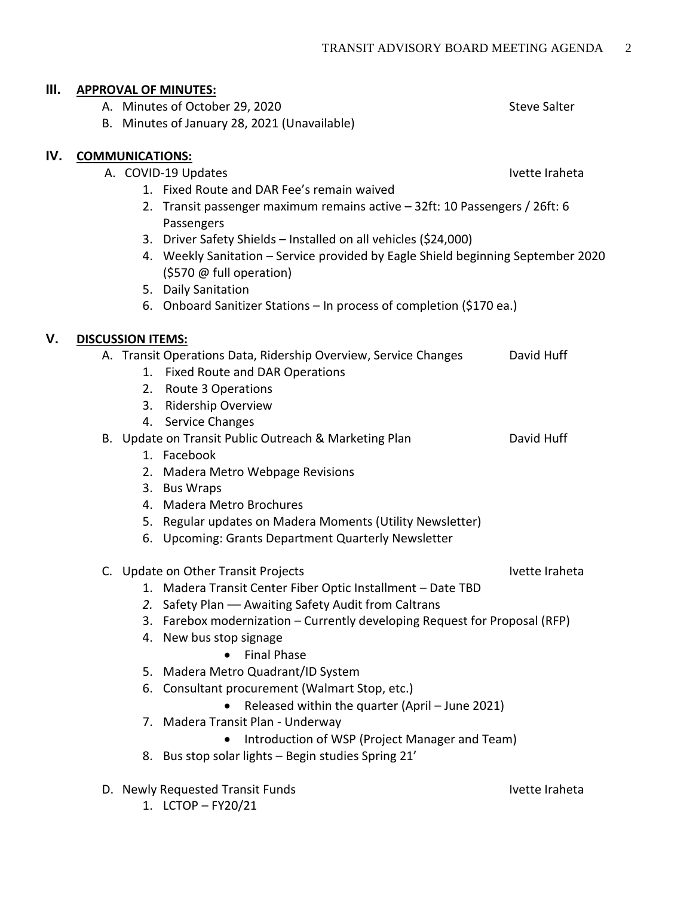## III. APPROVAL OF MINUTES:

A. Minutes of October 29, 2020 — Steve Salter

B. Minutes of January 28, 2021 (Unavailable)

## IV. COMMUNICATIONS:

A. COVID-19 Updates — Ivette Iraheta

1. Fixed Route and DAR Fee's remain waived
2. Transit passenger maximum remains active – 32ft: 10 Passengers / 26ft: 6 Passengers
3. Driver Safety Shields – Installed on all vehicles ($24,000)
4. Weekly Sanitation – Service provided by Eagle Shield beginning September 2020 ($570 @ full operation)
5. Daily Sanitation
6. Onboard Sanitizer Stations – In process of completion ($170 ea.)

## V. DISCUSSION ITEMS:

A. Transit Operations Data, Ridership Overview, Service Changes — David Huff

1. Fixed Route and DAR Operations
2. Route 3 Operations
3. Ridership Overview
4. Service Changes

B. Update on Transit Public Outreach & Marketing Plan — David Huff

1. Facebook
2. Madera Metro Webpage Revisions
3. Bus Wraps
4. Madera Metro Brochures
5. Regular updates on Madera Moments (Utility Newsletter)
6. Upcoming: Grants Department Quarterly Newsletter

C. Update on Other Transit Projects — Ivette Iraheta

1. Madera Transit Center Fiber Optic Installment – Date TBD
2. Safety Plan –– Awaiting Safety Audit from Caltrans
3. Farebox modernization – Currently developing Request for Proposal (RFP)
4. New bus stop signage
   - Final Phase
5. Madera Metro Quadrant/ID System
6. Consultant procurement (Walmart Stop, etc.)
   - Released within the quarter (April – June 2021)
7. Madera Transit Plan - Underway
   - Introduction of WSP (Project Manager and Team)
8. Bus stop solar lights – Begin studies Spring 21'

D. Newly Requested Transit Funds — Ivette Iraheta

1. LCTOP – FY20/21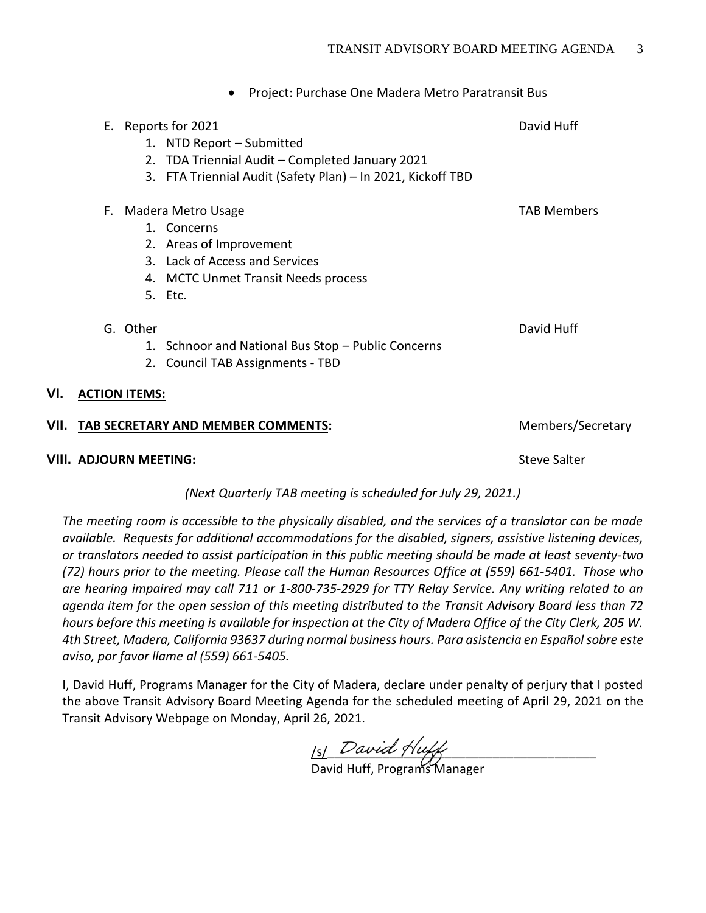- Project: Purchase One Madera Metro Paratransit Bus

E. Reports for 2021 — David Huff
   1. NTD Report – Submitted
   2. TDA Triennial Audit – Completed January 2021
   3. FTA Triennial Audit (Safety Plan) – In 2021, Kickoff TBD

F. Madera Metro Usage — TAB Members
   1. Concerns
   2. Areas of Improvement
   3. Lack of Access and Services
   4. MCTC Unmet Transit Needs process
   5. Etc.

G. Other — David Huff
   1. Schnoor and National Bus Stop – Public Concerns
   2. Council TAB Assignments - TBD

## VI. ACTION ITEMS:

## VII. TAB SECRETARY AND MEMBER COMMENTS: Members/Secretary

## VIII. ADJOURN MEETING: Steve Salter

*(Next Quarterly TAB meeting is scheduled for July 29, 2021.)*

*The meeting room is accessible to the physically disabled, and the services of a translator can be made available. Requests for additional accommodations for the disabled, signers, assistive listening devices, or translators needed to assist participation in this public meeting should be made at least seventy-two (72) hours prior to the meeting. Please call the Human Resources Office at (559) 661-5401. Those who are hearing impaired may call 711 or 1-800-735-2929 for TTY Relay Service. Any writing related to an agenda item for the open session of this meeting distributed to the Transit Advisory Board less than 72 hours before this meeting is available for inspection at the City of Madera Office of the City Clerk, 205 W. 4th Street, Madera, California 93637 during normal business hours. Para asistencia en Español sobre este aviso, por favor llame al (559) 661-5405.*

I, David Huff, Programs Manager for the City of Madera, declare under penalty of perjury that I posted the above Transit Advisory Board Meeting Agenda for the scheduled meeting of April 29, 2021 on the Transit Advisory Webpage on Monday, April 26, 2021.

/s/ *David Huff*

David Huff, Programs Manager